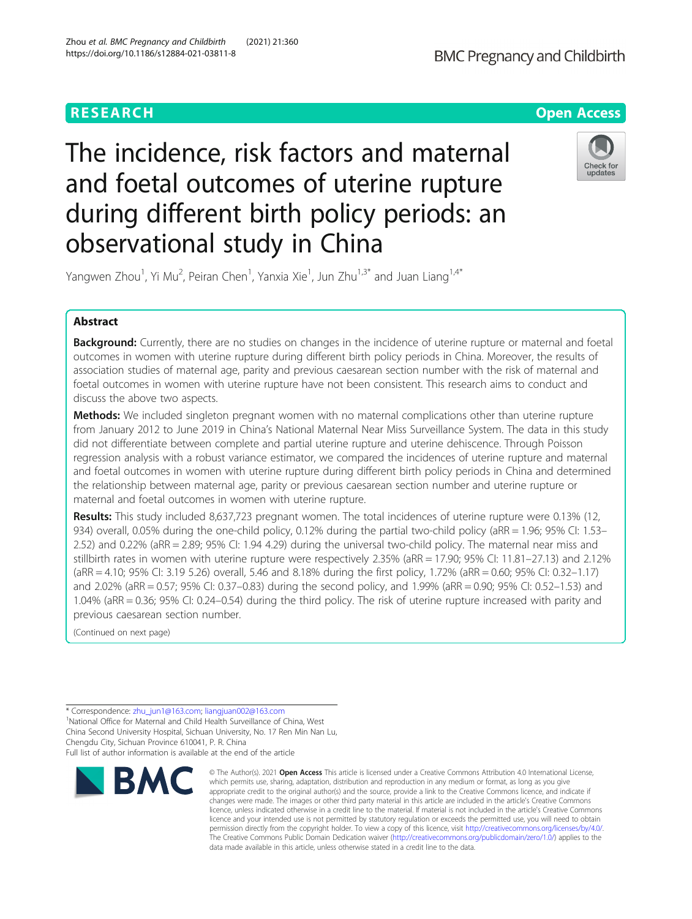RESEARCH Open Access

# The incidence, risk factors and maternal and foetal outcomes of uterine rupture during different birth policy periods: an observational study in China

Yangwen Zhou[1], Yi Mu[2], Peiran Chen[1], Yanxia Xie[1], Jun Zhu[1,3*] and Juan Liang[1,4*]

## Abstract

**Background:** Currently, there are no studies on changes in the incidence of uterine rupture or maternal and foetal outcomes in women with uterine rupture during different birth policy periods in China. Moreover, the results of association studies of maternal age, parity and previous caesarean section number with the risk of maternal and foetal outcomes in women with uterine rupture have not been consistent. This research aims to conduct and discuss the above two aspects.

**Methods:** We included singleton pregnant women with no maternal complications other than uterine rupture from January 2012 to June 2019 in China's National Maternal Near Miss Surveillance System. The data in this study did not differentiate between complete and partial uterine rupture and uterine dehiscence. Through Poisson regression analysis with a robust variance estimator, we compared the incidences of uterine rupture and maternal and foetal outcomes in women with uterine rupture during different birth policy periods in China and determined the relationship between maternal age, parity or previous caesarean section number and uterine rupture or maternal and foetal outcomes in women with uterine rupture.

**Results:** This study included 8,637,723 pregnant women. The total incidences of uterine rupture were 0.13% (12, 934) overall, 0.05% during the one-child policy, 0.12% during the partial two-child policy (aRR = 1.96; 95% CI: 1.53–2.52) and 0.22% (aRR = 2.89; 95% CI: 1.94 4.29) during the universal two-child policy. The maternal near miss and stillbirth rates in women with uterine rupture were respectively 2.35% (aRR = 17.90; 95% CI: 11.81–27.13) and 2.12% (aRR = 4.10; 95% CI: 3.19 5.26) overall, 5.46 and 8.18% during the first policy, 1.72% (aRR = 0.60; 95% CI: 0.32–1.17) and 2.02% (aRR = 0.57; 95% CI: 0.37–0.83) during the second policy, and 1.99% (aRR = 0.90; 95% CI: 0.52–1.53) and 1.04% (aRR = 0.36; 95% CI: 0.24–0.54) during the third policy. The risk of uterine rupture increased with parity and previous caesarean section number.

(Continued on next page)

* Correspondence: zhu_jun1@163.com; liangjuan002@163.com
[1]National Office for Maternal and Child Health Surveillance of China, West China Second University Hospital, Sichuan University, No. 17 Ren Min Nan Lu, Chengdu City, Sichuan Province 610041, P. R. China
Full list of author information is available at the end of the article

© The Author(s). 2021 **Open Access** This article is licensed under a Creative Commons Attribution 4.0 International License, which permits use, sharing, adaptation, distribution and reproduction in any medium or format, as long as you give appropriate credit to the original author(s) and the source, provide a link to the Creative Commons licence, and indicate if changes were made. The images or other third party material in this article are included in the article's Creative Commons licence, unless indicated otherwise in a credit line to the material. If material is not included in the article's Creative Commons licence and your intended use is not permitted by statutory regulation or exceeds the permitted use, you will need to obtain permission directly from the copyright holder. To view a copy of this licence, visit http://creativecommons.org/licenses/by/4.0/. The Creative Commons Public Domain Dedication waiver (http://creativecommons.org/publicdomain/zero/1.0/) applies to the data made available in this article, unless otherwise stated in a credit line to the data.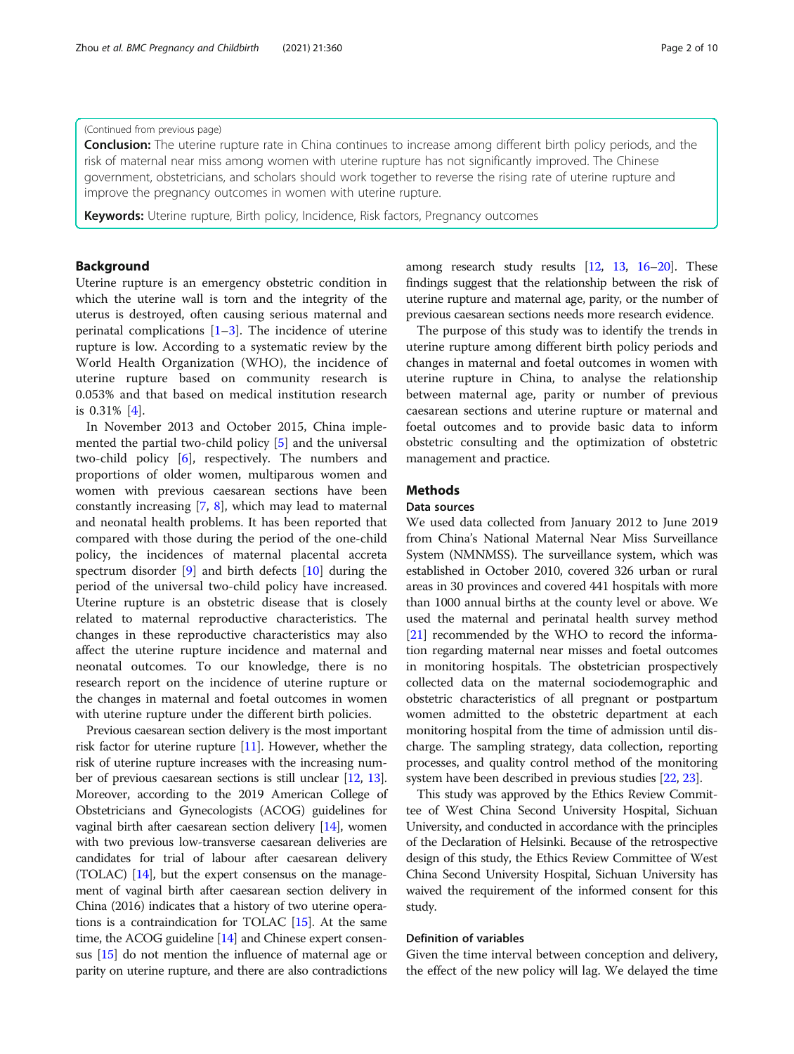(Continued from previous page)

**Conclusion:** The uterine rupture rate in China continues to increase among different birth policy periods, and the risk of maternal near miss among women with uterine rupture has not significantly improved. The Chinese government, obstetricians, and scholars should work together to reverse the rising rate of uterine rupture and improve the pregnancy outcomes in women with uterine rupture.

**Keywords:** Uterine rupture, Birth policy, Incidence, Risk factors, Pregnancy outcomes

## Background

Uterine rupture is an emergency obstetric condition in which the uterine wall is torn and the integrity of the uterus is destroyed, often causing serious maternal and perinatal complications [1–3]. The incidence of uterine rupture is low. According to a systematic review by the World Health Organization (WHO), the incidence of uterine rupture based on community research is 0.053% and that based on medical institution research is 0.31% [4].

In November 2013 and October 2015, China implemented the partial two-child policy [5] and the universal two-child policy [6], respectively. The numbers and proportions of older women, multiparous women and women with previous caesarean sections have been constantly increasing [7, 8], which may lead to maternal and neonatal health problems. It has been reported that compared with those during the period of the one-child policy, the incidences of maternal placental accreta spectrum disorder [9] and birth defects [10] during the period of the universal two-child policy have increased. Uterine rupture is an obstetric disease that is closely related to maternal reproductive characteristics. The changes in these reproductive characteristics may also affect the uterine rupture incidence and maternal and neonatal outcomes. To our knowledge, there is no research report on the incidence of uterine rupture or the changes in maternal and foetal outcomes in women with uterine rupture under the different birth policies.

Previous caesarean section delivery is the most important risk factor for uterine rupture [11]. However, whether the risk of uterine rupture increases with the increasing number of previous caesarean sections is still unclear [12, 13]. Moreover, according to the 2019 American College of Obstetricians and Gynecologists (ACOG) guidelines for vaginal birth after caesarean section delivery [14], women with two previous low-transverse caesarean deliveries are candidates for trial of labour after caesarean delivery (TOLAC) [14], but the expert consensus on the management of vaginal birth after caesarean section delivery in China (2016) indicates that a history of two uterine operations is a contraindication for TOLAC [15]. At the same time, the ACOG guideline [14] and Chinese expert consensus [15] do not mention the influence of maternal age or parity on uterine rupture, and there are also contradictions among research study results [12, 13, 16–20]. These findings suggest that the relationship between the risk of uterine rupture and maternal age, parity, or the number of previous caesarean sections needs more research evidence.

The purpose of this study was to identify the trends in uterine rupture among different birth policy periods and changes in maternal and foetal outcomes in women with uterine rupture in China, to analyse the relationship between maternal age, parity or number of previous caesarean sections and uterine rupture or maternal and foetal outcomes and to provide basic data to inform obstetric consulting and the optimization of obstetric management and practice.

## Methods

### Data sources

We used data collected from January 2012 to June 2019 from China's National Maternal Near Miss Surveillance System (NMNMSS). The surveillance system, which was established in October 2010, covered 326 urban or rural areas in 30 provinces and covered 441 hospitals with more than 1000 annual births at the county level or above. We used the maternal and perinatal health survey method [21] recommended by the WHO to record the information regarding maternal near misses and foetal outcomes in monitoring hospitals. The obstetrician prospectively collected data on the maternal sociodemographic and obstetric characteristics of all pregnant or postpartum women admitted to the obstetric department at each monitoring hospital from the time of admission until discharge. The sampling strategy, data collection, reporting processes, and quality control method of the monitoring system have been described in previous studies [22, 23].

This study was approved by the Ethics Review Committee of West China Second University Hospital, Sichuan University, and conducted in accordance with the principles of the Declaration of Helsinki. Because of the retrospective design of this study, the Ethics Review Committee of West China Second University Hospital, Sichuan University has waived the requirement of the informed consent for this study.

### Definition of variables

Given the time interval between conception and delivery, the effect of the new policy will lag. We delayed the time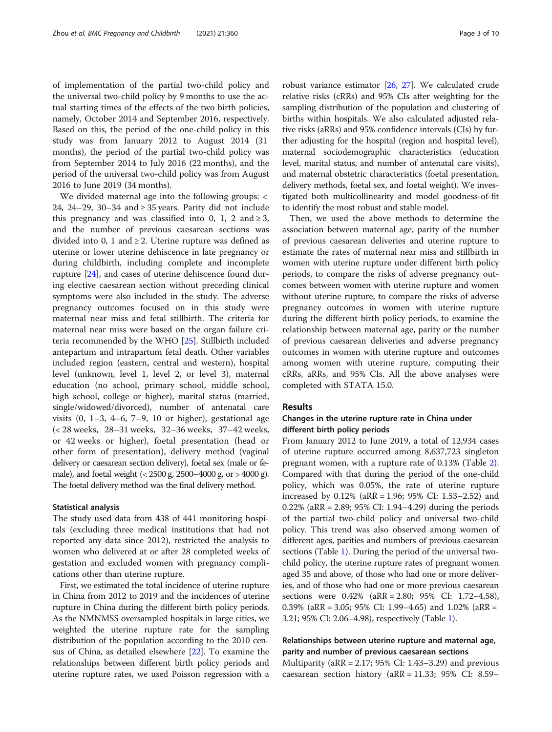of implementation of the partial two-child policy and the universal two-child policy by 9 months to use the actual starting times of the effects of the two birth policies, namely, October 2014 and September 2016, respectively. Based on this, the period of the one-child policy in this study was from January 2012 to August 2014 (31 months), the period of the partial two-child policy was from September 2014 to July 2016 (22 months), and the period of the universal two-child policy was from August 2016 to June 2019 (34 months).

We divided maternal age into the following groups: < 24, 24–29, 30–34 and ≥ 35 years. Parity did not include this pregnancy and was classified into 0, 1, 2 and ≥ 3, and the number of previous caesarean sections was divided into 0, 1 and ≥ 2. Uterine rupture was defined as uterine or lower uterine dehiscence in late pregnancy or during childbirth, including complete and incomplete rupture [24], and cases of uterine dehiscence found during elective caesarean section without preceding clinical symptoms were also included in the study. The adverse pregnancy outcomes focused on in this study were maternal near miss and fetal stillbirth. The criteria for maternal near miss were based on the organ failure criteria recommended by the WHO [25]. Stillbirth included antepartum and intrapartum fetal death. Other variables included region (eastern, central and western), hospital level (unknown, level 1, level 2, or level 3), maternal education (no school, primary school, middle school, high school, college or higher), marital status (married, single/widowed/divorced), number of antenatal care visits (0, 1–3, 4–6, 7–9, 10 or higher), gestational age (< 28 weeks, 28–31 weeks, 32–36 weeks, 37–42 weeks, or 42 weeks or higher), foetal presentation (head or other form of presentation), delivery method (vaginal delivery or caesarean section delivery), foetal sex (male or female), and foetal weight (< 2500 g, 2500–4000 g, or > 4000 g). The foetal delivery method was the final delivery method.

### Statistical analysis

The study used data from 438 of 441 monitoring hospitals (excluding three medical institutions that had not reported any data since 2012), restricted the analysis to women who delivered at or after 28 completed weeks of gestation and excluded women with pregnancy complications other than uterine rupture.

First, we estimated the total incidence of uterine rupture in China from 2012 to 2019 and the incidences of uterine rupture in China during the different birth policy periods. As the NMNMSS oversampled hospitals in large cities, we weighted the uterine rupture rate for the sampling distribution of the population according to the 2010 census of China, as detailed elsewhere [22]. To examine the relationships between different birth policy periods and uterine rupture rates, we used Poisson regression with a robust variance estimator [26, 27]. We calculated crude relative risks (cRRs) and 95% CIs after weighting for the sampling distribution of the population and clustering of births within hospitals. We also calculated adjusted relative risks (aRRs) and 95% confidence intervals (CIs) by further adjusting for the hospital (region and hospital level), maternal sociodemographic characteristics (education level, marital status, and number of antenatal care visits), and maternal obstetric characteristics (foetal presentation, delivery methods, foetal sex, and foetal weight). We investigated both multicollinearity and model goodness-of-fit to identify the most robust and stable model.

Then, we used the above methods to determine the association between maternal age, parity of the number of previous caesarean deliveries and uterine rupture to estimate the rates of maternal near miss and stillbirth in women with uterine rupture under different birth policy periods, to compare the risks of adverse pregnancy outcomes between women with uterine rupture and women without uterine rupture, to compare the risks of adverse pregnancy outcomes in women with uterine rupture during the different birth policy periods, to examine the relationship between maternal age, parity or the number of previous caesarean deliveries and adverse pregnancy outcomes in women with uterine rupture and outcomes among women with uterine rupture, computing their cRRs, aRRs, and 95% CIs. All the above analyses were completed with STATA 15.0.

## Results

### Changes in the uterine rupture rate in China under different birth policy periods

From January 2012 to June 2019, a total of 12,934 cases of uterine rupture occurred among 8,637,723 singleton pregnant women, with a rupture rate of 0.13% (Table 2). Compared with that during the period of the one-child policy, which was 0.05%, the rate of uterine rupture increased by 0.12% (aRR = 1.96; 95% CI: 1.53–2.52) and 0.22% (aRR = 2.89; 95% CI: 1.94–4.29) during the periods of the partial two-child policy and universal two-child policy. This trend was also observed among women of different ages, parities and numbers of previous caesarean sections (Table 1). During the period of the universal two-child policy, the uterine rupture rates of pregnant women aged 35 and above, of those who had one or more deliveries, and of those who had one or more previous caesarean sections were 0.42% (aRR = 2.80; 95% CI: 1.72–4.58), 0.39% (aRR = 3.05; 95% CI: 1.99–4.65) and 1.02% (aRR = 3.21; 95% CI: 2.06–4.98), respectively (Table 1).

### Relationships between uterine rupture and maternal age, parity and number of previous caesarean sections

Multiparity (aRR = 2.17; 95% CI: 1.43–3.29) and previous caesarean section history (aRR = 11.33; 95% CI: 8.59–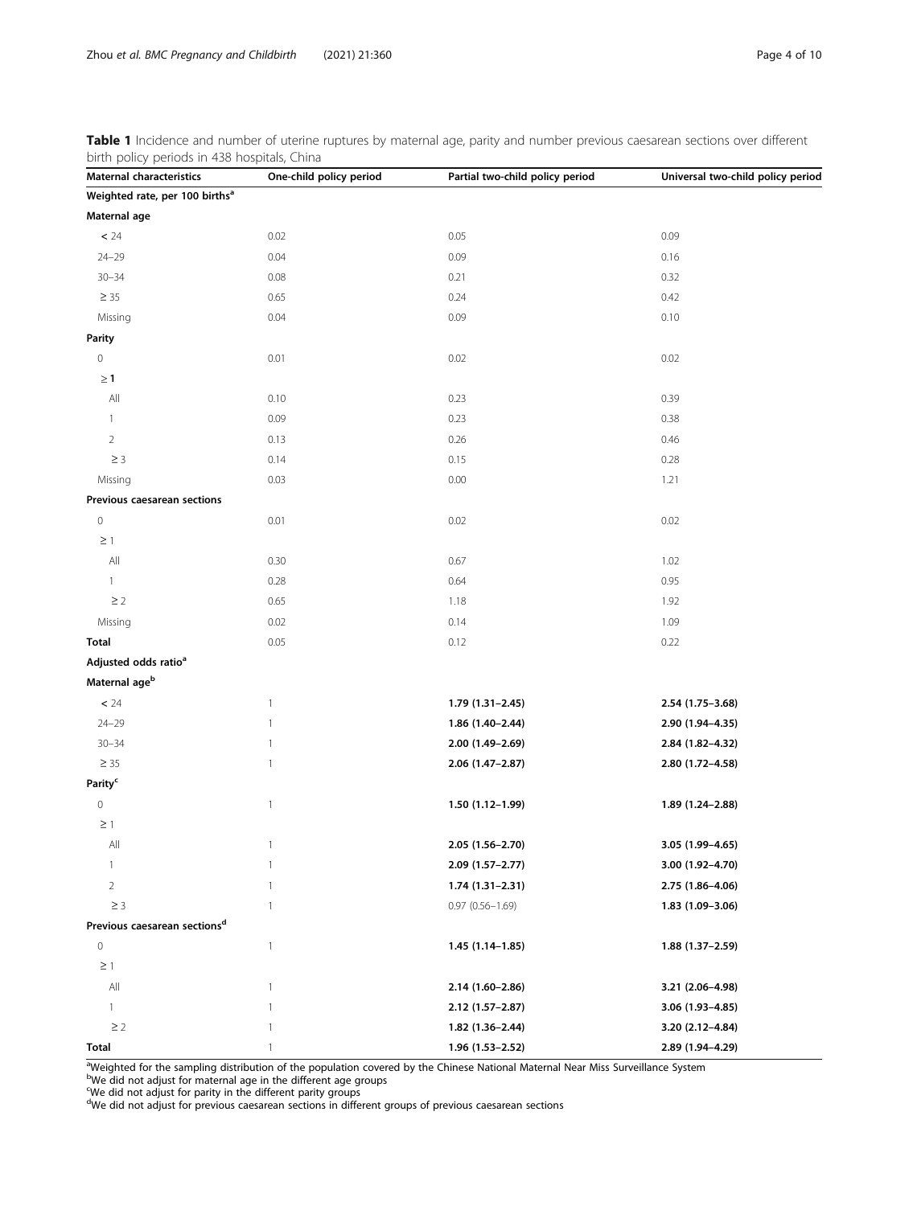**Table 1** Incidence and number of uterine ruptures by maternal age, parity and number previous caesarean sections over different birth policy periods in 438 hospitals, China

| Maternal characteristics | One-child policy period | Partial two-child policy period | Universal two-child policy period |
|---|---|---|---|
| **Weighted rate, per 100 births[a]** | | | |
| **Maternal age** | | | |
| < 24 | 0.02 | 0.05 | 0.09 |
| 24–29 | 0.04 | 0.09 | 0.16 |
| 30–34 | 0.08 | 0.21 | 0.32 |
| ≥ 35 | 0.65 | 0.24 | 0.42 |
| Missing | 0.04 | 0.09 | 0.10 |
| **Parity** | | | |
| 0 | 0.01 | 0.02 | 0.02 |
| **≥ 1** | | | |
| All | 0.10 | 0.23 | 0.39 |
| 1 | 0.09 | 0.23 | 0.38 |
| 2 | 0.13 | 0.26 | 0.46 |
| ≥ 3 | 0.14 | 0.15 | 0.28 |
| Missing | 0.03 | 0.00 | 1.21 |
| **Previous caesarean sections** | | | |
| 0 | 0.01 | 0.02 | 0.02 |
| ≥ 1 | | | |
| All | 0.30 | 0.67 | 1.02 |
| 1 | 0.28 | 0.64 | 0.95 |
| ≥ 2 | 0.65 | 1.18 | 1.92 |
| Missing | 0.02 | 0.14 | 1.09 |
| **Total** | 0.05 | 0.12 | 0.22 |
| **Adjusted odds ratio[a]** | | | |
| **Maternal age[b]** | | | |
| < 24 | 1 | **1.79 (1.31–2.45)** | **2.54 (1.75–3.68)** |
| 24–29 | 1 | **1.86 (1.40–2.44)** | **2.90 (1.94–4.35)** |
| 30–34 | 1 | **2.00 (1.49–2.69)** | **2.84 (1.82–4.32)** |
| ≥ 35 | 1 | **2.06 (1.47–2.87)** | **2.80 (1.72–4.58)** |
| **Parity[c]** | | | |
| 0 | 1 | **1.50 (1.12–1.99)** | **1.89 (1.24–2.88)** |
| ≥ 1 | | | |
| All | 1 | **2.05 (1.56–2.70)** | **3.05 (1.99–4.65)** |
| 1 | 1 | **2.09 (1.57–2.77)** | **3.00 (1.92–4.70)** |
| 2 | 1 | **1.74 (1.31–2.31)** | **2.75 (1.86–4.06)** |
| ≥ 3 | 1 | 0.97 (0.56–1.69) | **1.83 (1.09–3.06)** |
| **Previous caesarean sections[d]** | | | |
| 0 | 1 | **1.45 (1.14–1.85)** | **1.88 (1.37–2.59)** |
| ≥ 1 | | | |
| All | 1 | **2.14 (1.60–2.86)** | **3.21 (2.06–4.98)** |
| 1 | 1 | **2.12 (1.57–2.87)** | **3.06 (1.93–4.85)** |
| ≥ 2 | 1 | **1.82 (1.36–2.44)** | **3.20 (2.12–4.84)** |
| **Total** | 1 | **1.96 (1.53–2.52)** | **2.89 (1.94–4.29)** |

[a]Weighted for the sampling distribution of the population covered by the Chinese National Maternal Near Miss Surveillance System
[b]We did not adjust for maternal age in the different age groups
[c]We did not adjust for parity in the different parity groups
[d]We did not adjust for previous caesarean sections in different groups of previous caesarean sections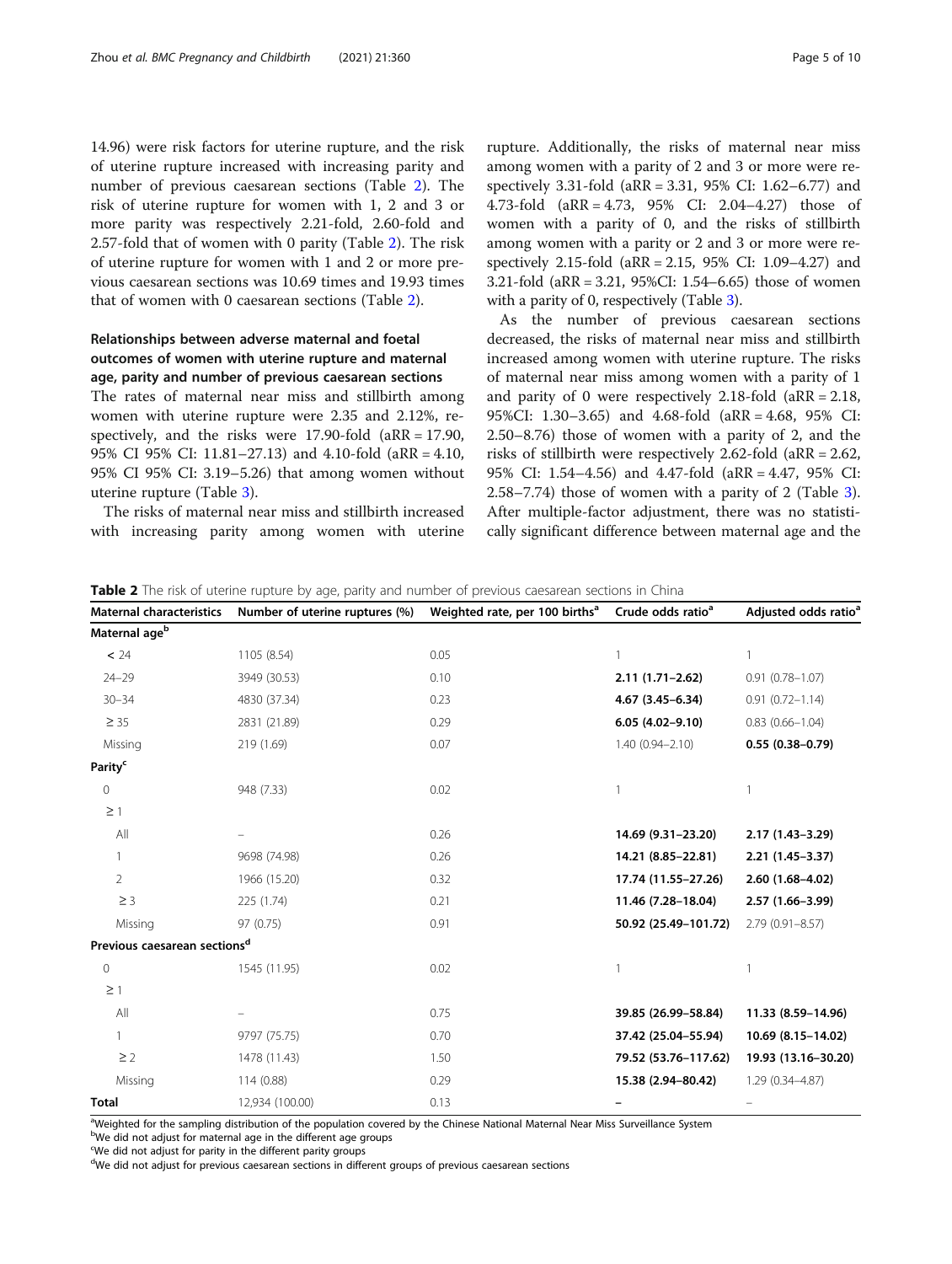14.96) were risk factors for uterine rupture, and the risk of uterine rupture increased with increasing parity and number of previous caesarean sections (Table 2). The risk of uterine rupture for women with 1, 2 and 3 or more parity was respectively 2.21-fold, 2.60-fold and 2.57-fold that of women with 0 parity (Table 2). The risk of uterine rupture for women with 1 and 2 or more previous caesarean sections was 10.69 times and 19.93 times that of women with 0 caesarean sections (Table 2).

## Relationships between adverse maternal and foetal outcomes of women with uterine rupture and maternal age, parity and number of previous caesarean sections

The rates of maternal near miss and stillbirth among women with uterine rupture were 2.35 and 2.12%, respectively, and the risks were 17.90-fold (aRR = 17.90, 95% CI 95% CI: 11.81–27.13) and 4.10-fold (aRR = 4.10, 95% CI 95% CI: 3.19–5.26) that among women without uterine rupture (Table 3).

The risks of maternal near miss and stillbirth increased with increasing parity among women with uterine rupture. Additionally, the risks of maternal near miss among women with a parity of 2 and 3 or more were respectively 3.31-fold (aRR = 3.31, 95% CI: 1.62–6.77) and 4.73-fold (aRR = 4.73, 95% CI: 2.04–4.27) those of women with a parity of 0, and the risks of stillbirth among women with a parity or 2 and 3 or more were respectively 2.15-fold (aRR = 2.15, 95% CI: 1.09–4.27) and 3.21-fold (aRR = 3.21, 95%CI: 1.54–6.65) those of women with a parity of 0, respectively (Table 3).

As the number of previous caesarean sections decreased, the risks of maternal near miss and stillbirth increased among women with uterine rupture. The risks of maternal near miss among women with a parity of 1 and parity of 0 were respectively 2.18-fold (aRR = 2.18, 95%CI: 1.30–3.65) and 4.68-fold (aRR = 4.68, 95% CI: 2.50–8.76) those of women with a parity of 2, and the risks of stillbirth were respectively 2.62-fold (aRR = 2.62, 95% CI: 1.54–4.56) and 4.47-fold (aRR = 4.47, 95% CI: 2.58–7.74) those of women with a parity of 2 (Table 3). After multiple-factor adjustment, there was no statistically significant difference between maternal age and the

**Table 2** The risk of uterine rupture by age, parity and number of previous caesarean sections in China

| Maternal characteristics | Number of uterine ruptures (%) | Weighted rate, per 100 births[a] | Crude odds ratio[a] | Adjusted odds ratio[a] |
|---|---|---|---|---|
| **Maternal age[b]** | | | | |
| < 24 | 1105 (8.54) | 0.05 | 1 | 1 |
| 24–29 | 3949 (30.53) | 0.10 | **2.11 (1.71–2.62)** | 0.91 (0.78–1.07) |
| 30–34 | 4830 (37.34) | 0.23 | **4.67 (3.45–6.34)** | 0.91 (0.72–1.14) |
| ≥ 35 | 2831 (21.89) | 0.29 | **6.05 (4.02–9.10)** | 0.83 (0.66–1.04) |
| Missing | 219 (1.69) | 0.07 | 1.40 (0.94–2.10) | **0.55 (0.38–0.79)** |
| **Parity[c]** | | | | |
| 0 | 948 (7.33) | 0.02 | 1 | 1 |
| ≥ 1 | | | | |
| All | – | 0.26 | **14.69 (9.31–23.20)** | **2.17 (1.43–3.29)** |
| 1 | 9698 (74.98) | 0.26 | **14.21 (8.85–22.81)** | **2.21 (1.45–3.37)** |
| 2 | 1966 (15.20) | 0.32 | **17.74 (11.55–27.26)** | **2.60 (1.68–4.02)** |
| ≥ 3 | 225 (1.74) | 0.21 | **11.46 (7.28–18.04)** | **2.57 (1.66–3.99)** |
| Missing | 97 (0.75) | 0.91 | **50.92 (25.49–101.72)** | 2.79 (0.91–8.57) |
| **Previous caesarean sections[d]** | | | | |
| 0 | 1545 (11.95) | 0.02 | 1 | 1 |
| ≥ 1 | | | | |
| All | – | 0.75 | **39.85 (26.99–58.84)** | **11.33 (8.59–14.96)** |
| 1 | 9797 (75.75) | 0.70 | **37.42 (25.04–55.94)** | **10.69 (8.15–14.02)** |
| ≥ 2 | 1478 (11.43) | 1.50 | **79.52 (53.76–117.62)** | **19.93 (13.16–30.20)** |
| Missing | 114 (0.88) | 0.29 | **15.38 (2.94–80.42)** | 1.29 (0.34–4.87) |
| **Total** | 12,934 (100.00) | 0.13 | – | – |

[a]Weighted for the sampling distribution of the population covered by the Chinese National Maternal Near Miss Surveillance System
[b]We did not adjust for maternal age in the different age groups
[c]We did not adjust for parity in the different parity groups
[d]We did not adjust for previous caesarean sections in different groups of previous caesarean sections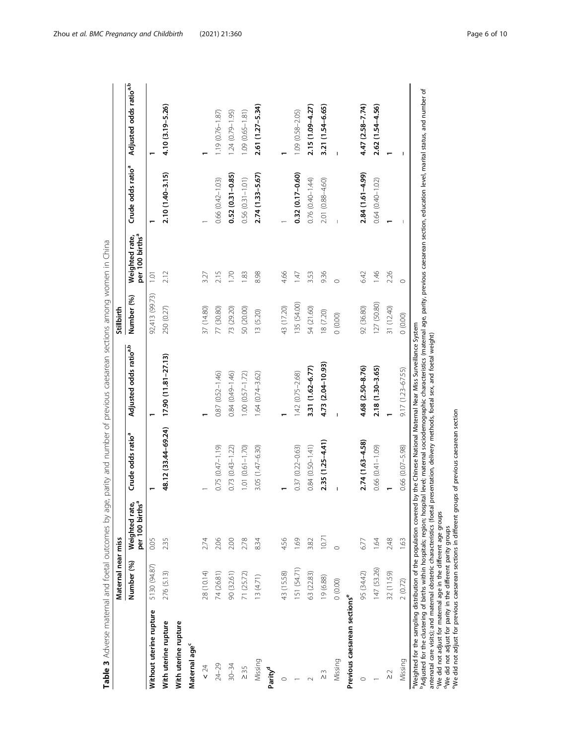**Table 3** Adverse maternal and foetal outcomes by age, parity and number of previous caesarean sections among women in China

| | Maternal near miss | | | | Stillbirth | | | |
|---|---|---|---|---|---|---|---|---|
| | Number (%) | Weighted rate, per 100 births[a] | Crude odds ratio[a] | Adjusted odds ratio[a,b] | Number (%) | Weighted rate, per 100 births[a] | Crude odds ratio[a] | Adjusted odds ratio[a,b] |
| **Without uterine rupture** | 5130 (94.87) | 0.05 | **1** | **1** | 92,413 (99.73) | 1.01 | **1** | **1** |
| **With uterine rupture** | 276 (5.13) | 2.35 | **48.12 (33.44–69.24)** | **17.90 (11.81–27.13)** | 250 (0.27) | 2.12 | **2.10 (1.40–3.15)** | **4.10 (3.19–5.26)** |
| **With uterine rupture** | | | | | | | | |
| **Maternal age[c]** | | | | | | | | |
| < 24 | 28 (10.14) | 2.74 | 1 | **1** | 37 (14.80) | 3.27 | 1 | **1** |
| 24–29 | 74 (26.81) | 2.06 | 0.75 (0.47–1.19) | 0.87 (0.52–1.46) | 77 (30.80) | 2.15 | 0.66 (0.42–1.03) | 1.19 (0.76–1.87) |
| 30–34 | 90 (32.61) | 2.00 | 0.73 (0.43–1.22) | 0.84 (0.49–1.46) | 73 (29.20) | 1.70 | **0.52 (0.31–0.85)** | 1.24 (0.79–1.95) |
| ≥ 35 | 71 (25.72) | 2.78 | 1.01 (0.61–1.70) | 1.00 (0.57–1.72) | 50 (20.00) | 1.83 | 0.56 (0.31–1.01) | 1.09 (0.65–1.81) |
| Missing | 13 (4.71) | 8.34 | 3.05 (1.47–6.30) | 1.64 (0.74–3.62) | 13 (5.20) | 8.98 | **2.74 (1.33–5.67)** | **2.61 (1.27–5.34)** |
| **Parity[d]** | | | | | | | | |
| 0 | 43 (15.58) | 4.56 | **1** | **1** | 43 (17.20) | 4.66 | 1 | **1** |
| 1 | 151 (54.71) | 1.69 | 0.37 (0.22–0.63) | 1.42 (0.75–2.68) | 135 (54.00) | 1.47 | **0.32 (0.17–0.60)** | 1.09 (0.58–2.05) |
| 2 | 63 (22.83) | 3.82 | 0.84 (0.50–1.41) | **3.31 (1.62–6.77)** | 54 (21.60) | 3.53 | 0.76 (0.40–1.44) | **2.15 (1.09–4.27)** |
| ≥ 3 | 19 (6.88) | 10.71 | **2.35 (1.25–4.41)** | **4.73 (2.04–10.93)** | 18 (7.20) | 9.36 | 2.01 (0.88–4.60) | **3.21 (1.54–6.65)** |
| Missing | 0 (0.00) | 0 | – | – | 0 (0.00) | 0 | – | – |
| **Previous caesarean sections[e]** | | | | | | | | |
| 0 | 95 (34.42) | 6.77 | **2.74 (1.63–4.58)** | **4.68 (2.50–8.76)** | 92 (36.80) | 6.42 | **2.84 (1.61–4.99)** | **4.47 (2.58–7.74)** |
| 1 | 147 (53.26) | 1.64 | 0.66 (0.41–1.09) | **2.18 (1.30–3.65)** | 127 (50.80) | 1.46 | 0.64 (0.40–1.02) | **2.62 (1.54–4.56)** |
| ≥ 2 | 32 (11.59) | 2.48 | **1** | **1** | 31 (12.40) | 2.26 | **1** | **1** |
| Missing | 2 (0.72) | 1.63 | 0.66 (0.07–5.98) | 9.17 (1.23–67.55) | 0 (0.00) | 0 | – | – |

[a]Weighted for the sampling distribution of the population covered by the Chinese National Maternal Near Miss Surveillance System
[b]Adjusted for the clustering of births within hospitals; region; hospital level; maternal sociodemographic characteristics (maternal age, parity, previous caesarean section, education level, marital status, and number of antenatal care visits); and maternal obstetric characteristics (foetal presentation, delivery methods, foetal sex, and foetal weight)
[c]We did not adjust for maternal age in the different age groups
[d]We did not adjust for parity in the different parity groups
[e]We did not adjust for previous caesarean sections in different groups of previous caesarean section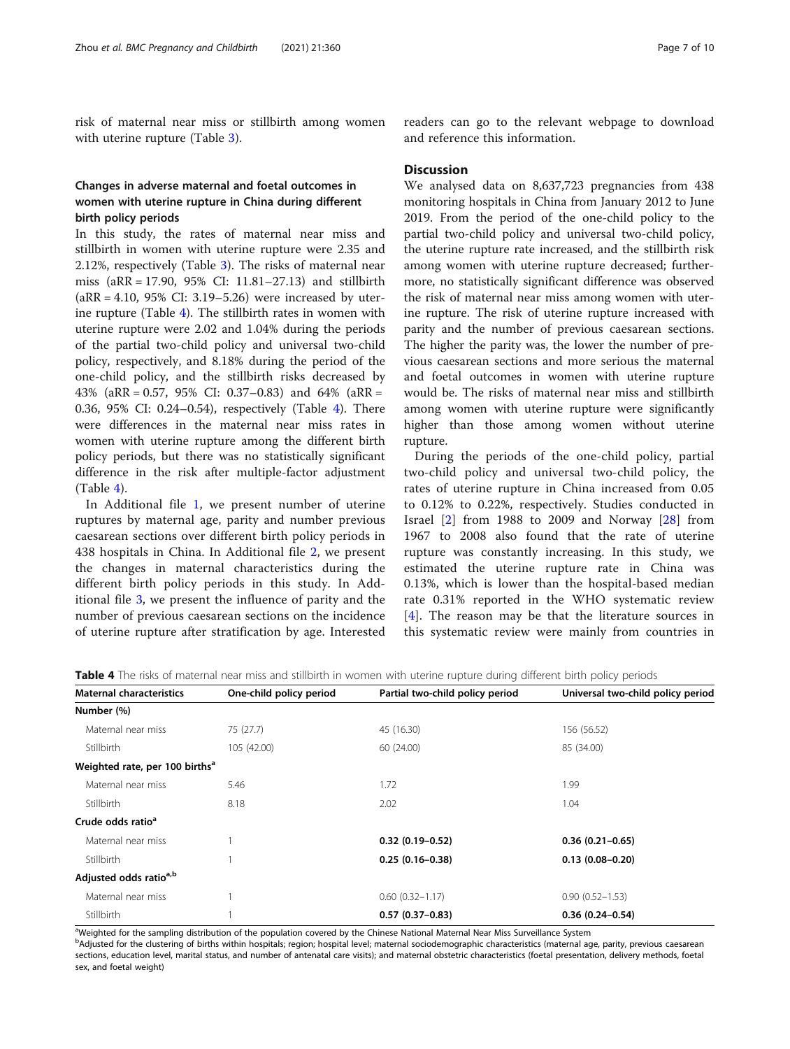risk of maternal near miss or stillbirth among women with uterine rupture (Table 3).

### Changes in adverse maternal and foetal outcomes in women with uterine rupture in China during different birth policy periods

In this study, the rates of maternal near miss and stillbirth in women with uterine rupture were 2.35 and 2.12%, respectively (Table 3). The risks of maternal near miss (aRR = 17.90, 95% CI: 11.81–27.13) and stillbirth (aRR = 4.10, 95% CI: 3.19–5.26) were increased by uterine rupture (Table 4). The stillbirth rates in women with uterine rupture were 2.02 and 1.04% during the periods of the partial two-child policy and universal two-child policy, respectively, and 8.18% during the period of the one-child policy, and the stillbirth risks decreased by 43% (aRR = 0.57, 95% CI: 0.37–0.83) and 64% (aRR = 0.36, 95% CI: 0.24–0.54), respectively (Table 4). There were differences in the maternal near miss rates in women with uterine rupture among the different birth policy periods, but there was no statistically significant difference in the risk after multiple-factor adjustment (Table 4).

In Additional file 1, we present number of uterine ruptures by maternal age, parity and number previous caesarean sections over different birth policy periods in 438 hospitals in China. In Additional file 2, we present the changes in maternal characteristics during the different birth policy periods in this study. In Additional file 3, we present the influence of parity and the number of previous caesarean sections on the incidence of uterine rupture after stratification by age. Interested readers can go to the relevant webpage to download and reference this information.

## Discussion

We analysed data on 8,637,723 pregnancies from 438 monitoring hospitals in China from January 2012 to June 2019. From the period of the one-child policy to the partial two-child policy and universal two-child policy, the uterine rupture rate increased, and the stillbirth risk among women with uterine rupture decreased; furthermore, no statistically significant difference was observed the risk of maternal near miss among women with uterine rupture. The risk of uterine rupture increased with parity and the number of previous caesarean sections. The higher the parity was, the lower the number of previous caesarean sections and more serious the maternal and foetal outcomes in women with uterine rupture would be. The risks of maternal near miss and stillbirth among women with uterine rupture were significantly higher than those among women without uterine rupture.

During the periods of the one-child policy, partial two-child policy and universal two-child policy, the rates of uterine rupture in China increased from 0.05 to 0.12% to 0.22%, respectively. Studies conducted in Israel [2] from 1988 to 2009 and Norway [28] from 1967 to 2008 also found that the rate of uterine rupture was constantly increasing. In this study, we estimated the uterine rupture rate in China was 0.13%, which is lower than the hospital-based median rate 0.31% reported in the WHO systematic review [4]. The reason may be that the literature sources in this systematic review were mainly from countries in

**Table 4** The risks of maternal near miss and stillbirth in women with uterine rupture during different birth policy periods

| Maternal characteristics | One-child policy period | Partial two-child policy period | Universal two-child policy period |
|---|---|---|---|
| **Number (%)** | | | |
| Maternal near miss | 75 (27.7) | 45 (16.30) | 156 (56.52) |
| Stillbirth | 105 (42.00) | 60 (24.00) | 85 (34.00) |
| **Weighted rate, per 100 births[a]** | | | |
| Maternal near miss | 5.46 | 1.72 | 1.99 |
| Stillbirth | 8.18 | 2.02 | 1.04 |
| **Crude odds ratio[a]** | | | |
| Maternal near miss | 1 | **0.32 (0.19–0.52)** | **0.36 (0.21–0.65)** |
| Stillbirth | 1 | **0.25 (0.16–0.38)** | **0.13 (0.08–0.20)** |
| **Adjusted odds ratio[a,b]** | | | |
| Maternal near miss | 1 | 0.60 (0.32–1.17) | 0.90 (0.52–1.53) |
| Stillbirth | 1 | **0.57 (0.37–0.83)** | **0.36 (0.24–0.54)** |

[a]Weighted for the sampling distribution of the population covered by the Chinese National Maternal Near Miss Surveillance System

[b]Adjusted for the clustering of births within hospitals; region; hospital level; maternal sociodemographic characteristics (maternal age, parity, previous caesarean sections, education level, marital status, and number of antenatal care visits); and maternal obstetric characteristics (foetal presentation, delivery methods, foetal sex, and foetal weight)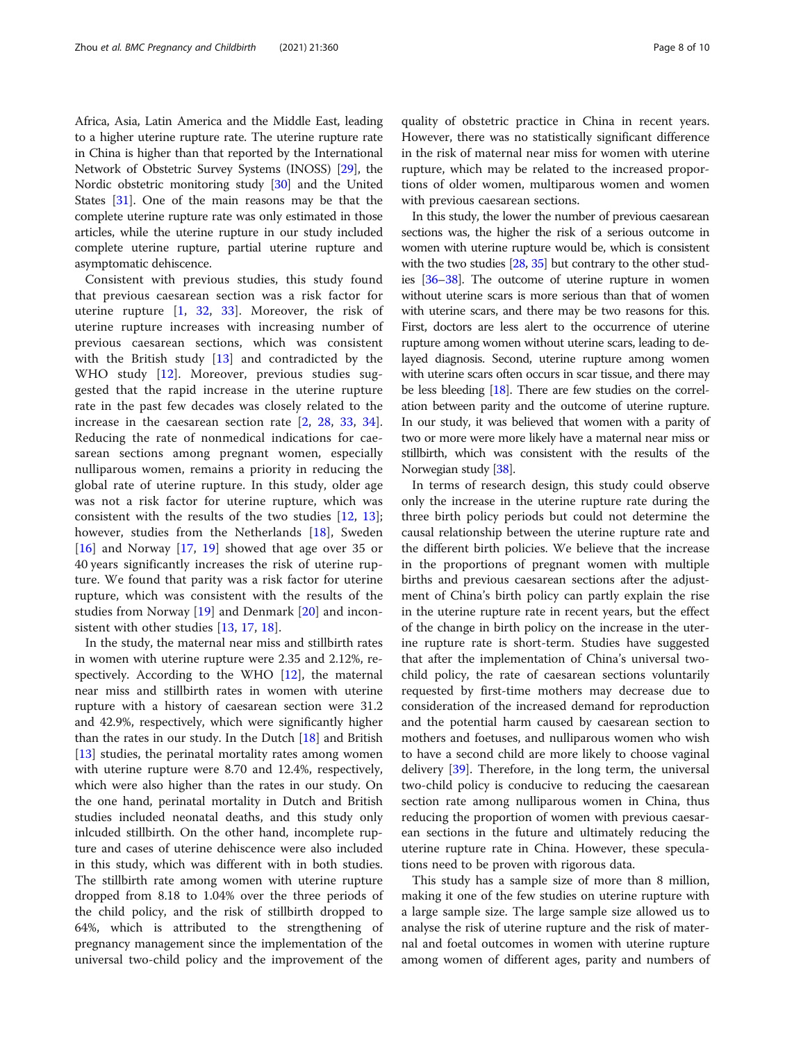Africa, Asia, Latin America and the Middle East, leading to a higher uterine rupture rate. The uterine rupture rate in China is higher than that reported by the International Network of Obstetric Survey Systems (INOSS) [29], the Nordic obstetric monitoring study [30] and the United States [31]. One of the main reasons may be that the complete uterine rupture rate was only estimated in those articles, while the uterine rupture in our study included complete uterine rupture, partial uterine rupture and asymptomatic dehiscence.

Consistent with previous studies, this study found that previous caesarean section was a risk factor for uterine rupture [1, 32, 33]. Moreover, the risk of uterine rupture increases with increasing number of previous caesarean sections, which was consistent with the British study [13] and contradicted by the WHO study [12]. Moreover, previous studies suggested that the rapid increase in the uterine rupture rate in the past few decades was closely related to the increase in the caesarean section rate [2, 28, 33, 34]. Reducing the rate of nonmedical indications for caesarean sections among pregnant women, especially nulliparous women, remains a priority in reducing the global rate of uterine rupture. In this study, older age was not a risk factor for uterine rupture, which was consistent with the results of the two studies [12, 13]; however, studies from the Netherlands [18], Sweden [16] and Norway [17, 19] showed that age over 35 or 40 years significantly increases the risk of uterine rupture. We found that parity was a risk factor for uterine rupture, which was consistent with the results of the studies from Norway [19] and Denmark [20] and inconsistent with other studies [13, 17, 18].

In the study, the maternal near miss and stillbirth rates in women with uterine rupture were 2.35 and 2.12%, respectively. According to the WHO [12], the maternal near miss and stillbirth rates in women with uterine rupture with a history of caesarean section were 31.2 and 42.9%, respectively, which were significantly higher than the rates in our study. In the Dutch [18] and British [13] studies, the perinatal mortality rates among women with uterine rupture were 8.70 and 12.4%, respectively, which were also higher than the rates in our study. On the one hand, perinatal mortality in Dutch and British studies included neonatal deaths, and this study only inlcuded stillbirth. On the other hand, incomplete rupture and cases of uterine dehiscence were also included in this study, which was different with in both studies. The stillbirth rate among women with uterine rupture dropped from 8.18 to 1.04% over the three periods of the child policy, and the risk of stillbirth dropped to 64%, which is attributed to the strengthening of pregnancy management since the implementation of the universal two-child policy and the improvement of the quality of obstetric practice in China in recent years. However, there was no statistically significant difference in the risk of maternal near miss for women with uterine rupture, which may be related to the increased proportions of older women, multiparous women and women with previous caesarean sections.

In this study, the lower the number of previous caesarean sections was, the higher the risk of a serious outcome in women with uterine rupture would be, which is consistent with the two studies [28, 35] but contrary to the other studies [36–38]. The outcome of uterine rupture in women without uterine scars is more serious than that of women with uterine scars, and there may be two reasons for this. First, doctors are less alert to the occurrence of uterine rupture among women without uterine scars, leading to delayed diagnosis. Second, uterine rupture among women with uterine scars often occurs in scar tissue, and there may be less bleeding [18]. There are few studies on the correlation between parity and the outcome of uterine rupture. In our study, it was believed that women with a parity of two or more were more likely have a maternal near miss or stillbirth, which was consistent with the results of the Norwegian study [38].

In terms of research design, this study could observe only the increase in the uterine rupture rate during the three birth policy periods but could not determine the causal relationship between the uterine rupture rate and the different birth policies. We believe that the increase in the proportions of pregnant women with multiple births and previous caesarean sections after the adjustment of China's birth policy can partly explain the rise in the uterine rupture rate in recent years, but the effect of the change in birth policy on the increase in the uterine rupture rate is short-term. Studies have suggested that after the implementation of China's universal two-child policy, the rate of caesarean sections voluntarily requested by first-time mothers may decrease due to consideration of the increased demand for reproduction and the potential harm caused by caesarean section to mothers and foetuses, and nulliparous women who wish to have a second child are more likely to choose vaginal delivery [39]. Therefore, in the long term, the universal two-child policy is conducive to reducing the caesarean section rate among nulliparous women in China, thus reducing the proportion of women with previous caesarean sections in the future and ultimately reducing the uterine rupture rate in China. However, these speculations need to be proven with rigorous data.

This study has a sample size of more than 8 million, making it one of the few studies on uterine rupture with a large sample size. The large sample size allowed us to analyse the risk of uterine rupture and the risk of maternal and foetal outcomes in women with uterine rupture among women of different ages, parity and numbers of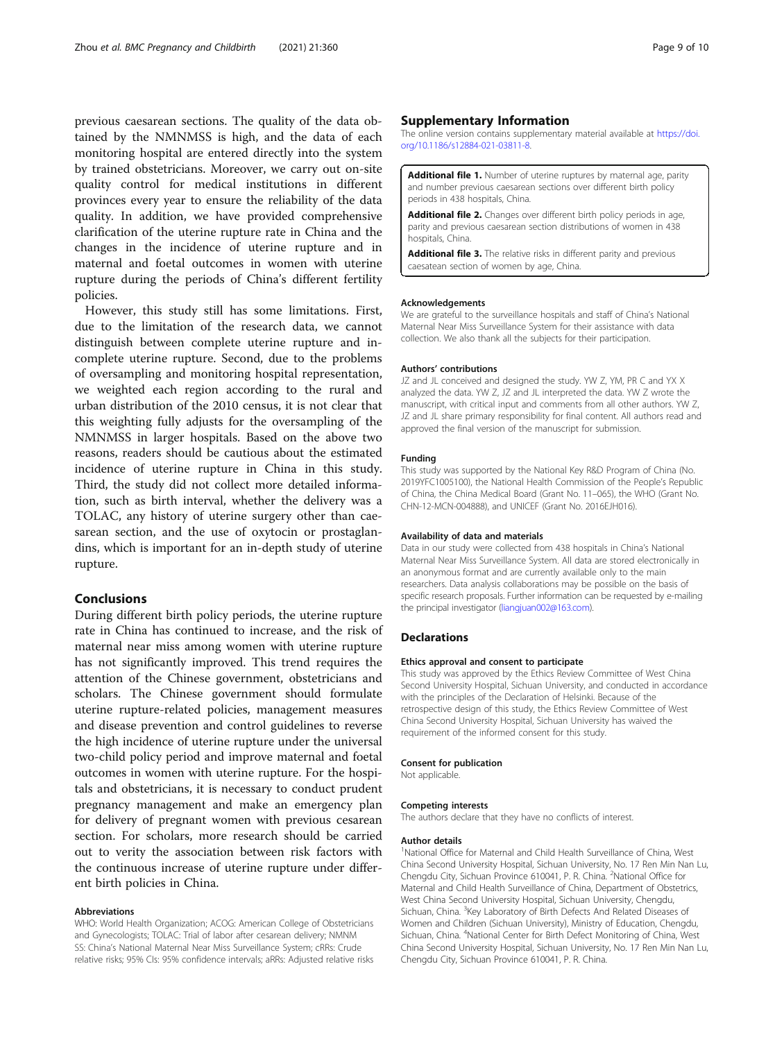previous caesarean sections. The quality of the data obtained by the NMNMSS is high, and the data of each monitoring hospital are entered directly into the system by trained obstetricians. Moreover, we carry out on-site quality control for medical institutions in different provinces every year to ensure the reliability of the data quality. In addition, we have provided comprehensive clarification of the uterine rupture rate in China and the changes in the incidence of uterine rupture and in maternal and foetal outcomes in women with uterine rupture during the periods of China's different fertility policies.

However, this study still has some limitations. First, due to the limitation of the research data, we cannot distinguish between complete uterine rupture and incomplete uterine rupture. Second, due to the problems of oversampling and monitoring hospital representation, we weighted each region according to the rural and urban distribution of the 2010 census, it is not clear that this weighting fully adjusts for the oversampling of the NMNMSS in larger hospitals. Based on the above two reasons, readers should be cautious about the estimated incidence of uterine rupture in China in this study. Third, the study did not collect more detailed information, such as birth interval, whether the delivery was a TOLAC, any history of uterine surgery other than caesarean section, and the use of oxytocin or prostaglandins, which is important for an in-depth study of uterine rupture.

## Conclusions

During different birth policy periods, the uterine rupture rate in China has continued to increase, and the risk of maternal near miss among women with uterine rupture has not significantly improved. This trend requires the attention of the Chinese government, obstetricians and scholars. The Chinese government should formulate uterine rupture-related policies, management measures and disease prevention and control guidelines to reverse the high incidence of uterine rupture under the universal two-child policy period and improve maternal and foetal outcomes in women with uterine rupture. For the hospitals and obstetricians, it is necessary to conduct prudent pregnancy management and make an emergency plan for delivery of pregnant women with previous cesarean section. For scholars, more research should be carried out to verity the association between risk factors with the continuous increase of uterine rupture under different birth policies in China.

### Abbreviations

WHO: World Health Organization; ACOG: American College of Obstetricians and Gynecologists; TOLAC: Trial of labor after cesarean delivery; NMNMSS: China's National Maternal Near Miss Surveillance System; cRRs: Crude relative risks; 95% CIs: 95% confidence intervals; aRRs: Adjusted relative risks

## Supplementary Information

The online version contains supplementary material available at https://doi.org/10.1186/s12884-021-03811-8.

**Additional file 1.** Number of uterine ruptures by maternal age, parity and number previous caesarean sections over different birth policy periods in 438 hospitals, China.

**Additional file 2.** Changes over different birth policy periods in age, parity and previous caesarean section distributions of women in 438 hospitals, China.

**Additional file 3.** The relative risks in different parity and previous caesatean section of women by age, China.

### Acknowledgements

We are grateful to the surveillance hospitals and staff of China's National Maternal Near Miss Surveillance System for their assistance with data collection. We also thank all the subjects for their participation.

### Authors' contributions

JZ and JL conceived and designed the study. YW Z, YM, PR C and YX X analyzed the data. YW Z, JZ and JL interpreted the data. YW Z wrote the manuscript, with critical input and comments from all other authors. YW Z, JZ and JL share primary responsibility for final content. All authors read and approved the final version of the manuscript for submission.

### Funding

This study was supported by the National Key R&D Program of China (No. 2019YFC1005100), the National Health Commission of the People's Republic of China, the China Medical Board (Grant No. 11–065), the WHO (Grant No. CHN-12-MCN-004888), and UNICEF (Grant No. 2016EJH016).

### Availability of data and materials

Data in our study were collected from 438 hospitals in China's National Maternal Near Miss Surveillance System. All data are stored electronically in an anonymous format and are currently available only to the main researchers. Data analysis collaborations may be possible on the basis of specific research proposals. Further information can be requested by e-mailing the principal investigator (liangjuan002@163.com).

## Declarations

### Ethics approval and consent to participate

This study was approved by the Ethics Review Committee of West China Second University Hospital, Sichuan University, and conducted in accordance with the principles of the Declaration of Helsinki. Because of the retrospective design of this study, the Ethics Review Committee of West China Second University Hospital, Sichuan University has waived the requirement of the informed consent for this study.

### Consent for publication

Not applicable.

### Competing interests

The authors declare that they have no conflicts of interest.

### Author details

[1]National Office for Maternal and Child Health Surveillance of China, West China Second University Hospital, Sichuan University, No. 17 Ren Min Nan Lu, Chengdu City, Sichuan Province 610041, P. R. China. [2]National Office for Maternal and Child Health Surveillance of China, Department of Obstetrics, West China Second University Hospital, Sichuan University, Chengdu, Sichuan, China. [3]Key Laboratory of Birth Defects And Related Diseases of Women and Children (Sichuan University), Ministry of Education, Chengdu, Sichuan, China. [4]National Center for Birth Defect Monitoring of China, West China Second University Hospital, Sichuan University, No. 17 Ren Min Nan Lu, Chengdu City, Sichuan Province 610041, P. R. China.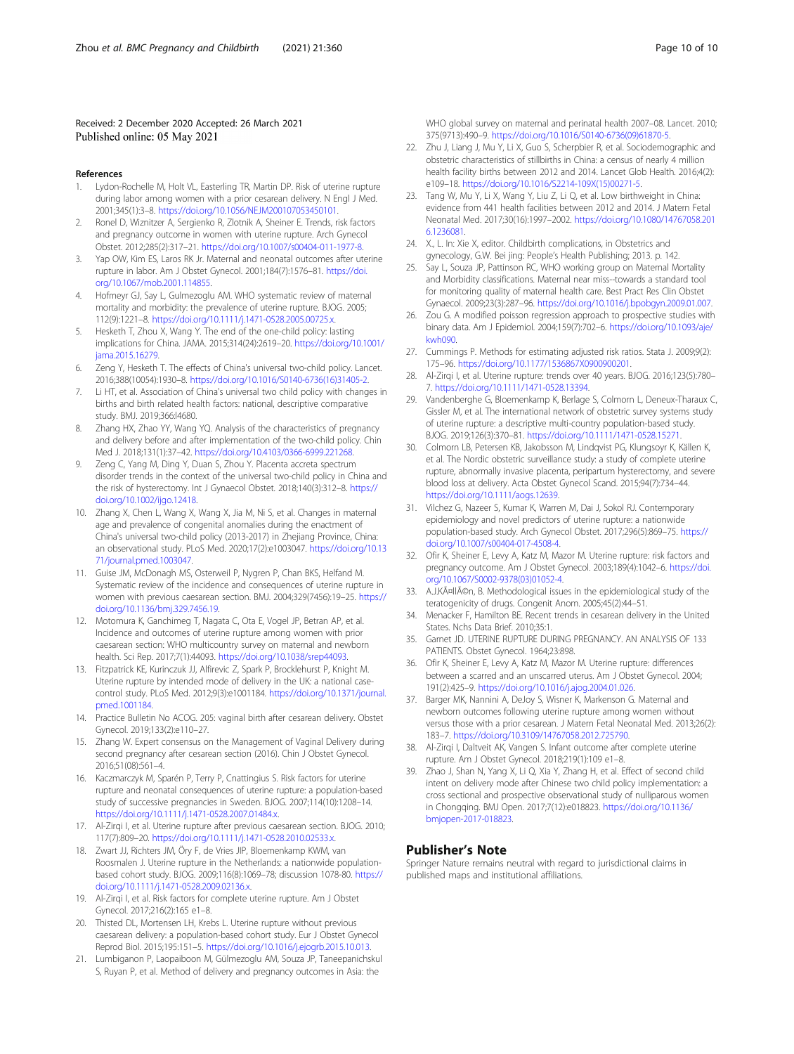Received: 2 December 2020 Accepted: 26 March 2021
Published online: 05 May 2021

## References

1. Lydon-Rochelle M, Holt VL, Easterling TR, Martin DP. Risk of uterine rupture during labor among women with a prior cesarean delivery. N Engl J Med. 2001;345(1):3–8. https://doi.org/10.1056/NEJM200107053450101.
2. Ronel D, Wiznitzer A, Sergienko R, Zlotnik A, Sheiner E. Trends, risk factors and pregnancy outcome in women with uterine rupture. Arch Gynecol Obstet. 2012;285(2):317–21. https://doi.org/10.1007/s00404-011-1977-8.
3. Yap OW, Kim ES, Laros RK Jr. Maternal and neonatal outcomes after uterine rupture in labor. Am J Obstet Gynecol. 2001;184(7):1576–81. https://doi.org/10.1067/mob.2001.114855.
4. Hofmeyr GJ, Say L, Gulmezoglu AM. WHO systematic review of maternal mortality and morbidity: the prevalence of uterine rupture. BJOG. 2005; 112(9):1221–8. https://doi.org/10.1111/j.1471-0528.2005.00725.x.
5. Hesketh T, Zhou X, Wang Y. The end of the one-child policy: lasting implications for China. JAMA. 2015;314(24):2619–20. https://doi.org/10.1001/jama.2015.16279.
6. Zeng Y, Hesketh T. The effects of China's universal two-child policy. Lancet. 2016;388(10054):1930–8. https://doi.org/10.1016/S0140-6736(16)31405-2.
7. Li HT, et al. Association of China's universal two child policy with changes in births and birth related health factors: national, descriptive comparative study. BMJ. 2019;366:l4680.
8. Zhang HX, Zhao YY, Wang YQ. Analysis of the characteristics of pregnancy and delivery before and after implementation of the two-child policy. Chin Med J. 2018;131(1):37–42. https://doi.org/10.4103/0366-6999.221268.
9. Zeng C, Yang M, Ding Y, Duan S, Zhou Y. Placenta accreta spectrum disorder trends in the context of the universal two-child policy in China and the risk of hysterectomy. Int J Gynaecol Obstet. 2018;140(3):312–8. https://doi.org/10.1002/ijgo.12418.
10. Zhang X, Chen L, Wang X, Wang X, Jia M, Ni S, et al. Changes in maternal age and prevalence of congenital anomalies during the enactment of China's universal two-child policy (2013-2017) in Zhejiang Province, China: an observational study. PLoS Med. 2020;17(2):e1003047. https://doi.org/10.1371/journal.pmed.1003047.
11. Guise JM, McDonagh MS, Osterweil P, Nygren P, Chan BKS, Helfand M. Systematic review of the incidence and consequences of uterine rupture in women with previous caesarean section. BMJ. 2004;329(7456):19–25. https://doi.org/10.1136/bmj.329.7456.19.
12. Motomura K, Ganchimeg T, Nagata C, Ota E, Vogel JP, Betran AP, et al. Incidence and outcomes of uterine rupture among women with prior caesarean section: WHO multicountry survey on maternal and newborn health. Sci Rep. 2017;7(1):44093. https://doi.org/10.1038/srep44093.
13. Fitzpatrick KE, Kurinczuk JJ, Alfirevic Z, Spark P, Brocklehurst P, Knight M. Uterine rupture by intended mode of delivery in the UK: a national case-control study. PLoS Med. 2012;9(3):e1001184. https://doi.org/10.1371/journal.pmed.1001184.
14. Practice Bulletin No ACOG. 205: vaginal birth after cesarean delivery. Obstet Gynecol. 2019;133(2):e110–27.
15. Zhang W. Expert consensus on the Management of Vaginal Delivery during second pregnancy after cesarean section (2016). Chin J Obstet Gynecol. 2016;51(08):561–4.
16. Kaczmarczyk M, Sparén P, Terry P, Cnattingius S. Risk factors for uterine rupture and neonatal consequences of uterine rupture: a population-based study of successive pregnancies in Sweden. BJOG. 2007;114(10):1208–14. https://doi.org/10.1111/j.1471-0528.2007.01484.x.
17. Al-Zirqi I, et al. Uterine rupture after previous caesarean section. BJOG. 2010; 117(7):809–20. https://doi.org/10.1111/j.1471-0528.2010.02533.x.
18. Zwart JJ, Richters JM, Öry F, de Vries JIP, Bloemenkamp KWM, van Roosmalen J. Uterine rupture in the Netherlands: a nationwide population-based cohort study. BJOG. 2009;116(8):1069–78; discussion 1078-80. https://doi.org/10.1111/j.1471-0528.2009.02136.x.
19. Al-Zirqi I, et al. Risk factors for complete uterine rupture. Am J Obstet Gynecol. 2017;216(2):165 e1–8.
20. Thisted DL, Mortensen LH, Krebs L. Uterine rupture without previous caesarean delivery: a population-based cohort study. Eur J Obstet Gynecol Reprod Biol. 2015;195:151–5. https://doi.org/10.1016/j.ejogrb.2015.10.013.
21. Lumbiganon P, Laopaiboon M, Gülmezoglu AM, Souza JP, Taneepanichskul S, Ruyan P, et al. Method of delivery and pregnancy outcomes in Asia: the WHO global survey on maternal and perinatal health 2007–08. Lancet. 2010; 375(9713):490–9. https://doi.org/10.1016/S0140-6736(09)61870-5.
22. Zhu J, Liang J, Mu Y, Li X, Guo S, Scherpbier R, et al. Sociodemographic and obstetric characteristics of stillbirths in China: a census of nearly 4 million health facility births between 2012 and 2014. Lancet Glob Health. 2016;4(2): e109–18. https://doi.org/10.1016/S2214-109X(15)00271-5.
23. Tang W, Mu Y, Li X, Wang Y, Liu Z, Li Q, et al. Low birthweight in China: evidence from 441 health facilities between 2012 and 2014. J Matern Fetal Neonatal Med. 2017;30(16):1997–2002. https://doi.org/10.1080/14767058.2016.1236081.
24. X., L. In: Xie X, editor. Childbirth complications, in Obstetrics and gynecology, G.W. Bei jing: People's Health Publishing; 2013. p. 142.
25. Say L, Souza JP, Pattinson RC, WHO working group on Maternal Mortality and Morbidity classifications. Maternal near miss--towards a standard tool for monitoring quality of maternal health care. Best Pract Res Clin Obstet Gynaecol. 2009;23(3):287–96. https://doi.org/10.1016/j.bpobgyn.2009.01.007.
26. Zou G. A modified poisson regression approach to prospective studies with binary data. Am J Epidemiol. 2004;159(7):702–6. https://doi.org/10.1093/aje/kwh090.
27. Cummings P. Methods for estimating adjusted risk ratios. Stata J. 2009;9(2): 175–96. https://doi.org/10.1177/1536867X0900900201.
28. Al-Zirqi I, et al. Uterine rupture: trends over 40 years. BJOG. 2016;123(5):780–7. https://doi.org/10.1111/1471-0528.13394.
29. Vandenberghe G, Bloemenkamp K, Berlage S, Colmorn L, Deneux-Tharaux C, Gissler M, et al. The international network of obstetric survey systems study of uterine rupture: a descriptive multi-country population-based study. BJOG. 2019;126(3):370–81. https://doi.org/10.1111/1471-0528.15271.
30. Colmorn LB, Petersen KB, Jakobsson M, Lindqvist PG, Klungsoyr K, Källen K, et al. The Nordic obstetric surveillance study: a study of complete uterine rupture, abnormally invasive placenta, peripartum hysterectomy, and severe blood loss at delivery. Acta Obstet Gynecol Scand. 2015;94(7):734–44. https://doi.org/10.1111/aogs.12639.
31. Vilchez G, Nazeer S, Kumar K, Warren M, Dai J, Sokol RJ. Contemporary epidemiology and novel predictors of uterine rupture: a nationwide population-based study. Arch Gynecol Obstet. 2017;296(5):869–75. https://doi.org/10.1007/s00404-017-4508-4.
32. Ofir K, Sheiner E, Levy A, Katz M, Mazor M. Uterine rupture: risk factors and pregnancy outcome. Am J Obstet Gynecol. 2003;189(4):1042–6. https://doi.org/10.1067/S0002-9378(03)01052-4.
33. A.J.KÃ¤llÃ©n, B. Methodological issues in the epidemiological study of the teratogenicity of drugs. Congenit Anom. 2005;45(2):44–51.
34. Menacker F, Hamilton BE. Recent trends in cesarean delivery in the United States. Nchs Data Brief. 2010;35:1.
35. Garnet JD. UTERINE RUPTURE DURING PREGNANCY. AN ANALYSIS OF 133 PATIENTS. Obstet Gynecol. 1964;23:898.
36. Ofir K, Sheiner E, Levy A, Katz M, Mazor M. Uterine rupture: differences between a scarred and an unscarred uterus. Am J Obstet Gynecol. 2004; 191(2):425–9. https://doi.org/10.1016/j.ajog.2004.01.026.
37. Barger MK, Nannini A, DeJoy S, Wisner K, Markenson G. Maternal and newborn outcomes following uterine rupture among women without versus those with a prior cesarean. J Matern Fetal Neonatal Med. 2013;26(2): 183–7. https://doi.org/10.3109/14767058.2012.725790.
38. Al-Zirqi I, Daltveit AK, Vangen S. Infant outcome after complete uterine rupture. Am J Obstet Gynecol. 2018;219(1):109 e1–8.
39. Zhao J, Shan N, Yang X, Li Q, Xia Y, Zhang H, et al. Effect of second child intent on delivery mode after Chinese two child policy implementation: a cross sectional and prospective observational study of nulliparous women in Chongqing. BMJ Open. 2017;7(12):e018823. https://doi.org/10.1136/bmjopen-2017-018823.

## Publisher's Note

Springer Nature remains neutral with regard to jurisdictional claims in published maps and institutional affiliations.